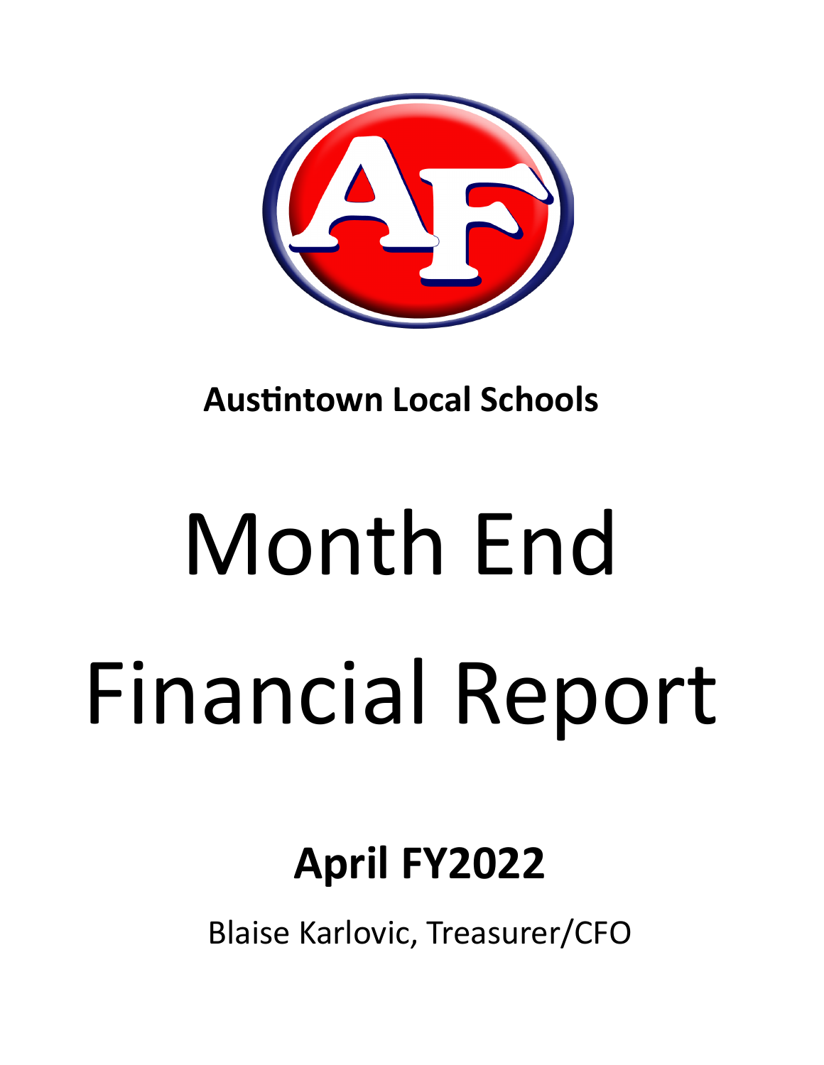**Austintown Local Schools**

# Month End Financial Report

## April FY2022

Blaise Karlovic, Treasurer/CFO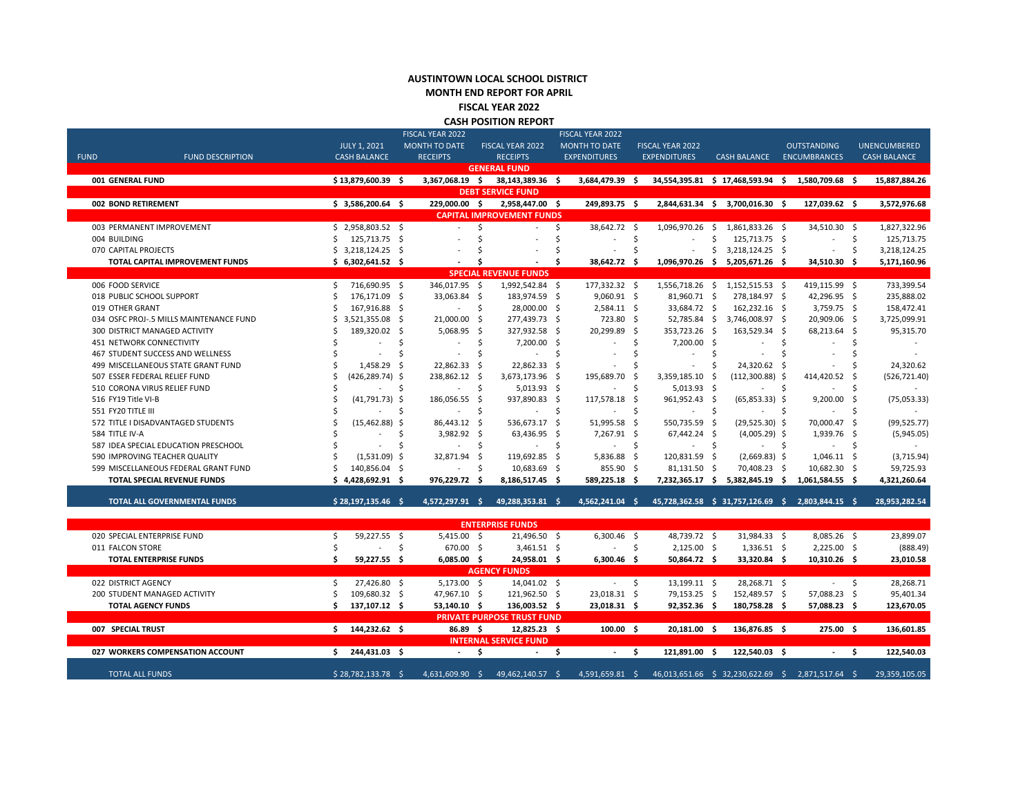# AUSTINTOWN LOCAL SCHOOL DISTRICT

## MONTH END REPORT FOR APRIL

## FISCAL YEAR 2022

## CASH POSITION REPORT

| FUND | FUND DESCRIPTION | JULY 1, 2021 CASH BALANCE | FISCAL YEAR 2022 MONTH TO DATE RECEIPTS | FISCAL YEAR 2022 RECEIPTS | FISCAL YEAR 2022 MONTH TO DATE EXPENDITURES | FISCAL YEAR 2022 EXPENDITURES | CASH BALANCE | OUTSTANDING ENCUMBRANCES | UNENCUMBERED CASH BALANCE |
|---|---|---|---|---|---|---|---|---|---|
| | **GENERAL FUND** | | | | | | | | |
| **001** | **GENERAL FUND** | **$ 13,879,600.39** | **$ 3,367,068.19** | **$ 38,143,389.36** | **$ 3,684,479.39** | **$ 34,554,395.81** | **$ 17,468,593.94** | **$ 1,580,709.68** | **$ 15,887,884.26** |
| | **DEBT SERVICE FUND** | | | | | | | | |
| **002** | **BOND RETIREMENT** | **$ 3,586,200.64** | **$ 229,000.00** | **$ 2,958,447.00** | **$ 249,893.75** | **$ 2,844,631.34** | **$ 3,700,016.30** | **$ 127,039.62** | **$ 3,572,976.68** |
| | **CAPITAL IMPROVEMENT FUNDS** | | | | | | | | |
| 003 | PERMANENT IMPROVEMENT | $ 2,958,803.52 | $ - | $ - | $ 38,642.72 | $ 1,096,970.26 | $ 1,861,833.26 | $ 34,510.30 | $ 1,827,322.96 |
| 004 | BUILDING | $ 125,713.75 | $ - | $ - | $ - | $ - | $ 125,713.75 | $ - | $ 125,713.75 |
| 070 | CAPITAL PROJECTS | $ 3,218,124.25 | $ - | $ - | $ - | $ - | $ 3,218,124.25 | $ - | $ 3,218,124.25 |
| | **TOTAL CAPITAL IMPROVEMENT FUNDS** | **$ 6,302,641.52** | **$ -** | **$ -** | **$ 38,642.72** | **$ 1,096,970.26** | **$ 5,205,671.26** | **$ 34,510.30** | **$ 5,171,160.96** |
| | **SPECIAL REVENUE FUNDS** | | | | | | | | |
| 006 | FOOD SERVICE | $ 716,690.95 | $ 346,017.95 | $ 1,992,542.84 | $ 177,332.32 | $ 1,556,718.26 | $ 1,152,515.53 | $ 419,115.99 | $ 733,399.54 |
| 018 | PUBLIC SCHOOL SUPPORT | $ 176,171.09 | $ 33,063.84 | $ 183,974.59 | $ 9,060.91 | $ 81,960.71 | $ 278,184.97 | $ 42,296.95 | $ 235,888.02 |
| 019 | OTHER GRANT | $ 167,916.88 | $ - | $ 28,000.00 | $ 2,584.11 | $ 33,684.72 | $ 162,232.16 | $ 3,759.75 | $ 158,472.41 |
| 034 | OSFC PROJ-.5 MILLS MAINTENANCE FUND | $ 3,521,355.08 | $ 21,000.00 | $ 277,439.73 | $ 723.80 | $ 52,785.84 | $ 3,746,008.97 | $ 20,909.06 | $ 3,725,099.91 |
| 300 | DISTRICT MANAGED ACTIVITY | $ 189,320.02 | $ 5,068.95 | $ 327,932.58 | $ 20,299.89 | $ 353,723.26 | $ 163,529.34 | $ 68,213.64 | $ 95,315.70 |
| 451 | NETWORK CONNECTIVITY | $ - | $ - | $ 7,200.00 | $ - | $ 7,200.00 | $ - | $ - | $ - |
| 467 | STUDENT SUCCESS AND WELLNESS | $ - | $ - | $ - | $ - | $ - | $ - | $ - | $ - |
| 499 | MISCELLANEOUS STATE GRANT FUND | $ 1,458.29 | $ 22,862.33 | $ 22,862.33 | $ - | $ - | $ 24,320.62 | $ - | $ 24,320.62 |
| 507 | ESSER FEDERAL RELIEF FUND | $ (426,289.74) | $ 238,862.12 | $ 3,673,173.96 | $ 195,689.70 | $ 3,359,185.10 | $ (112,300.88) | $ 414,420.52 | $ (526,721.40) |
| 510 | CORONA VIRUS RELIEF FUND | $ - | $ - | $ 5,013.93 | $ - | $ 5,013.93 | $ - | $ - | $ - |
| 516 | FY19 Title VI-B | $ (41,791.73) | $ 186,056.55 | $ 937,890.83 | $ 117,578.18 | $ 961,952.43 | $ (65,853.33) | $ 9,200.00 | $ (75,053.33) |
| 551 | FY20 TITLE III | $ - | $ - | $ - | $ - | $ - | $ - | $ - | $ - |
| 572 | TITLE I DISADVANTAGED STUDENTS | $ (15,462.88) | $ 86,443.12 | $ 536,673.17 | $ 51,995.58 | $ 550,735.59 | $ (29,525.30) | $ 70,000.47 | $ (99,525.77) |
| 584 | TITLE IV-A | $ - | $ 3,982.92 | $ 63,436.95 | $ 7,267.91 | $ 67,442.24 | $ (4,005.29) | $ 1,939.76 | $ (5,945.05) |
| 587 | IDEA SPECIAL EDUCATION PRESCHOOL | $ - | $ - | $ - | $ - | $ - | $ - | $ - | $ - |
| 590 | IMPROVING TEACHER QUALITY | $ (1,531.09) | $ 32,871.94 | $ 119,692.85 | $ 5,836.88 | $ 120,831.59 | $ (2,669.83) | $ 1,046.11 | $ (3,715.94) |
| 599 | MISCELLANEOUS FEDERAL GRANT FUND | $ 140,856.04 | $ - | $ 10,683.69 | $ 855.90 | $ 81,131.50 | $ 70,408.23 | $ 10,682.30 | $ 59,725.93 |
| | **TOTAL SPECIAL REVENUE FUNDS** | **$ 4,428,692.91** | **$ 976,229.72** | **$ 8,186,517.45** | **$ 589,225.18** | **$ 7,232,365.17** | **$ 5,382,845.19** | **$ 1,061,584.55** | **$ 4,321,260.64** |
| | **TOTAL ALL GOVERNMENTAL FUNDS** | **$ 28,197,135.46** | **$ 4,572,297.91** | **$ 49,288,353.81** | **$ 4,562,241.04** | **$ 45,728,362.58** | **$ 31,757,126.69** | **$ 2,803,844.15** | **$ 28,953,282.54** |
| | **ENTERPRISE FUNDS** | | | | | | | | |
| 020 | SPECIAL ENTERPRISE FUND | $ 59,227.55 | $ 5,415.00 | $ 21,496.50 | $ 6,300.46 | $ 48,739.72 | $ 31,984.33 | $ 8,085.26 | $ 23,899.07 |
| 011 | FALCON STORE | $ - | $ 670.00 | $ 3,461.51 | $ - | $ 2,125.00 | $ 1,336.51 | $ 2,225.00 | $ (888.49) |
| | **TOTAL ENTERPRISE FUNDS** | **$ 59,227.55** | **$ 6,085.00** | **$ 24,958.01** | **$ 6,300.46** | **$ 50,864.72** | **$ 33,320.84** | **$ 10,310.26** | **$ 23,010.58** |
| | **AGENCY FUNDS** | | | | | | | | |
| 022 | DISTRICT AGENCY | $ 27,426.80 | $ 5,173.00 | $ 14,041.02 | $ - | $ 13,199.11 | $ 28,268.71 | $ - | $ 28,268.71 |
| 200 | STUDENT MANAGED ACTIVITY | $ 109,680.32 | $ 47,967.10 | $ 121,962.50 | $ 23,018.31 | $ 79,153.25 | $ 152,489.57 | $ 57,088.23 | $ 95,401.34 |
| | **TOTAL AGENCY FUNDS** | **$ 137,107.12** | **$ 53,140.10** | **$ 136,003.52** | **$ 23,018.31** | **$ 92,352.36** | **$ 180,758.28** | **$ 57,088.23** | **$ 123,670.05** |
| | **PRIVATE PURPOSE TRUST FUND** | | | | | | | | |
| **007** | **SPECIAL TRUST** | **$ 144,232.62** | **$ 86.89** | **$ 12,825.23** | **$ 100.00** | **$ 20,181.00** | **$ 136,876.85** | **$ 275.00** | **$ 136,601.85** |
| | **INTERNAL SERVICE FUND** | | | | | | | | |
| **027** | **WORKERS COMPENSATION ACCOUNT** | **$ 244,431.03** | **$ -** | **$ -** | **$ -** | **$ 121,891.00** | **$ 122,540.03** | **$ -** | **$ 122,540.03** |
| | TOTAL ALL FUNDS | $ 28,782,133.78 | $ 4,631,609.90 | $ 49,462,140.57 | $ 4,591,659.81 | $ 46,013,651.66 | $ 32,230,622.69 | $ 2,871,517.64 | $ 29,359,105.05 |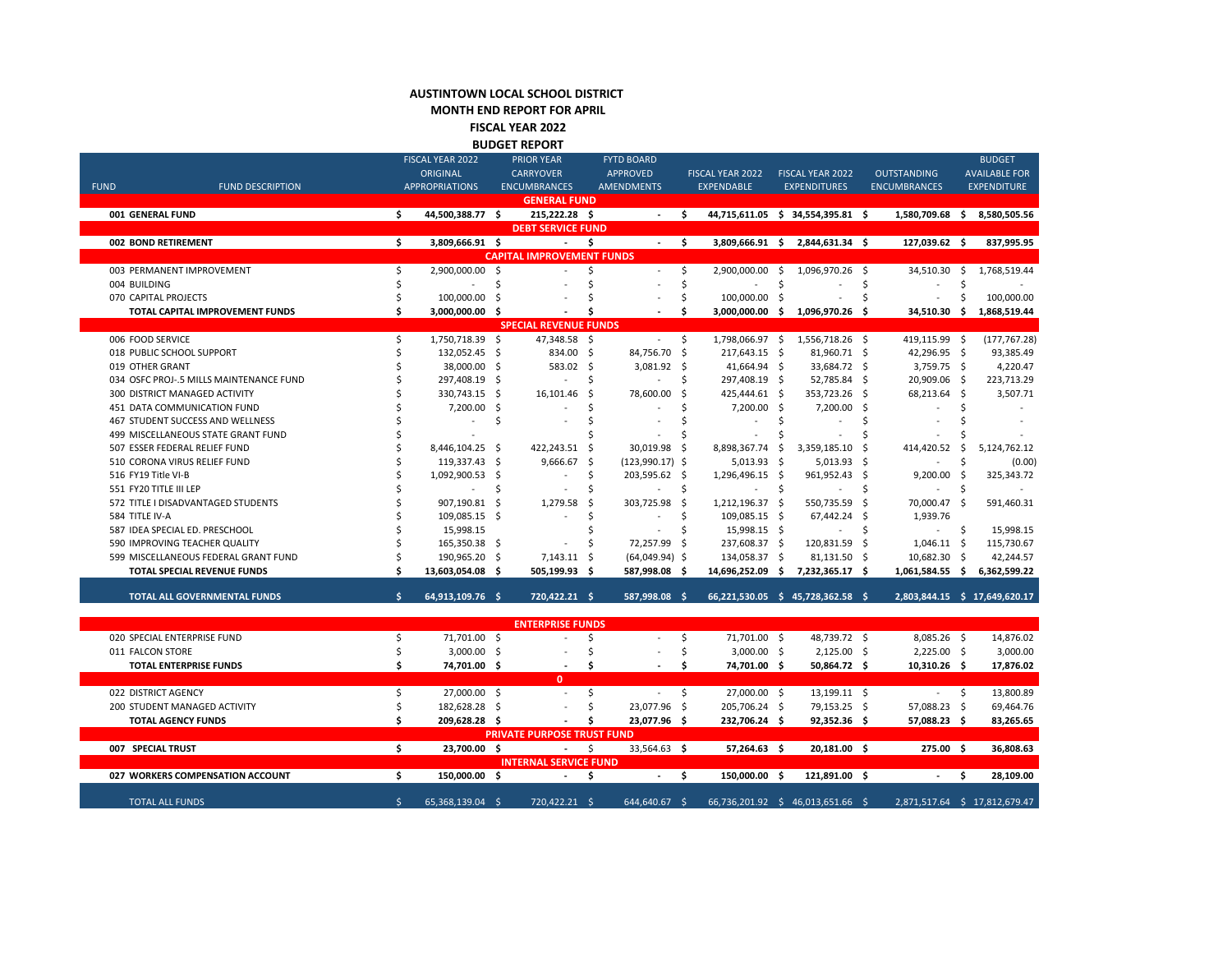# AUSTINTOWN LOCAL SCHOOL DISTRICT
## MONTH END REPORT FOR APRIL
## FISCAL YEAR 2022
## BUDGET REPORT

| FUND | FUND DESCRIPTION | FISCAL YEAR 2022 ORIGINAL APPROPRIATIONS | PRIOR YEAR CARRYOVER ENCUMBRANCES | FYTD BOARD APPROVED AMENDMENTS | FISCAL YEAR 2022 EXPENDABLE | FISCAL YEAR 2022 EXPENDITURES | OUTSTANDING ENCUMBRANCES | BUDGET AVAILABLE FOR EXPENDITURE |
|---|---|---|---|---|---|---|---|---|
| | **GENERAL FUND** | | | | | | | |
| **001** | **GENERAL FUND** | **$ 44,500,388.77** | **$ 215,222.28** | **$ -** | **$ 44,715,611.05** | **$ 34,554,395.81** | **$ 1,580,709.68** | **$ 8,580,505.56** |
| | **DEBT SERVICE FUND** | | | | | | | |
| **002** | **BOND RETIREMENT** | **$ 3,809,666.91** | **$ -** | **$ -** | **$ 3,809,666.91** | **$ 2,844,631.34** | **$ 127,039.62** | **$ 837,995.95** |
| | **CAPITAL IMPROVEMENT FUNDS** | | | | | | | |
| 003 | PERMANENT IMPROVEMENT | $ 2,900,000.00 | $ - | $ - | $ 2,900,000.00 | $ 1,096,970.26 | $ 34,510.30 | $ 1,768,519.44 |
| 004 | BUILDING | $ - | $ - | $ - | $ - | $ - | $ - | $ - |
| 070 | CAPITAL PROJECTS | $ 100,000.00 | $ - | $ - | $ 100,000.00 | $ - | $ - | $ 100,000.00 |
| | **TOTAL CAPITAL IMPROVEMENT FUNDS** | **$ 3,000,000.00** | **$ -** | **$ -** | **$ 3,000,000.00** | **$ 1,096,970.26** | **$ 34,510.30** | **$ 1,868,519.44** |
| | **SPECIAL REVENUE FUNDS** | | | | | | | |
| 006 | FOOD SERVICE | $ 1,750,718.39 | $ 47,348.58 | $ - | $ 1,798,066.97 | $ 1,556,718.26 | $ 419,115.99 | $ (177,767.28) |
| 018 | PUBLIC SCHOOL SUPPORT | $ 132,052.45 | $ 834.00 | $ 84,756.70 | $ 217,643.15 | $ 81,960.71 | $ 42,296.95 | $ 93,385.49 |
| 019 | OTHER GRANT | $ 38,000.00 | $ 583.02 | $ 3,081.92 | $ 41,664.94 | $ 33,684.72 | $ 3,759.75 | $ 4,220.47 |
| 034 | OSFC PROJ-.5 MILLS MAINTENANCE FUND | $ 297,408.19 | $ - | $ - | $ 297,408.19 | $ 52,785.84 | $ 20,909.06 | $ 223,713.29 |
| 300 | DISTRICT MANAGED ACTIVITY | $ 330,743.15 | $ 16,101.46 | $ 78,600.00 | $ 425,444.61 | $ 353,723.26 | $ 68,213.64 | $ 3,507.71 |
| 451 | DATA COMMUNICATION FUND | $ 7,200.00 | $ - | $ - | $ 7,200.00 | $ 7,200.00 | $ - | $ - |
| 467 | STUDENT SUCCESS AND WELLNESS | $ - | $ - | $ - | $ - | $ - | $ - | $ - |
| 499 | MISCELLANEOUS STATE GRANT FUND | $ - | | $ - | $ - | $ - | $ - | $ - |
| 507 | ESSER FEDERAL RELIEF FUND | $ 8,446,104.25 | $ 422,243.51 | $ 30,019.98 | $ 8,898,367.74 | $ 3,359,185.10 | $ 414,420.52 | $ 5,124,762.12 |
| 510 | CORONA VIRUS RELIEF FUND | $ 119,337.43 | $ 9,666.67 | $ (123,990.17) | $ 5,013.93 | $ 5,013.93 | $ - | $ (0.00) |
| 516 | FY19 Title VI-B | $ 1,092,900.53 | $ - | $ 203,595.62 | $ 1,296,496.15 | $ 961,952.43 | $ 9,200.00 | $ 325,343.72 |
| 551 | FY20 TITLE III LEP | $ - | $ - | $ - | $ - | $ - | $ - | $ - |
| 572 | TITLE I DISADVANTAGED STUDENTS | $ 907,190.81 | $ 1,279.58 | $ 303,725.98 | $ 1,212,196.37 | $ 550,735.59 | $ 70,000.47 | $ 591,460.31 |
| 584 | TITLE IV-A | $ 109,085.15 | $ - | $ - | $ 109,085.15 | $ 67,442.24 | $ 1,939.76 | |
| 587 | IDEA SPECIAL ED. PRESCHOOL | $ 15,998.15 | | $ - | $ 15,998.15 | $ - | $ - | $ 15,998.15 |
| 590 | IMPROVING TEACHER QUALITY | $ 165,350.38 | $ - | $ 72,257.99 | $ 237,608.37 | $ 120,831.59 | $ 1,046.11 | $ 115,730.67 |
| 599 | MISCELLANEOUS FEDERAL GRANT FUND | $ 190,965.20 | $ 7,143.11 | $ (64,049.94) | $ 134,058.37 | $ 81,131.50 | $ 10,682.30 | $ 42,244.57 |
| | **TOTAL SPECIAL REVENUE FUNDS** | **$ 13,603,054.08** | **$ 505,199.93** | **$ 587,998.08** | **$ 14,696,252.09** | **$ 7,232,365.17** | **$ 1,061,584.55** | **$ 6,362,599.22** |
| | **TOTAL ALL GOVERNMENTAL FUNDS** | **$ 64,913,109.76** | **$ 720,422.21** | **$ 587,998.08** | **$ 66,221,530.05** | **$ 45,728,362.58** | **$ 2,803,844.15** | **$ 17,649,620.17** |
| | **ENTERPRISE FUNDS** | | | | | | | |
| 020 | SPECIAL ENTERPRISE FUND | $ 71,701.00 | $ - | $ - | $ 71,701.00 | $ 48,739.72 | $ 8,085.26 | $ 14,876.02 |
| 011 | FALCON STORE | $ 3,000.00 | $ - | $ - | $ 3,000.00 | $ 2,125.00 | $ 2,225.00 | $ 3,000.00 |
| | **TOTAL ENTERPRISE FUNDS** | **$ 74,701.00** | **$ -** | **$ -** | **$ 74,701.00** | **$ 50,864.72** | **$ 10,310.26** | **$ 17,876.02** |
| | **0** | | | | | | | |
| 022 | DISTRICT AGENCY | $ 27,000.00 | $ - | $ - | $ 27,000.00 | $ 13,199.11 | $ - | $ 13,800.89 |
| 200 | STUDENT MANAGED ACTIVITY | $ 182,628.28 | $ - | $ 23,077.96 | $ 205,706.24 | $ 79,153.25 | $ 57,088.23 | $ 69,464.76 |
| | **TOTAL AGENCY FUNDS** | **$ 209,628.28** | **$ -** | **$ 23,077.96** | **$ 232,706.24** | **$ 92,352.36** | **$ 57,088.23** | **$ 83,265.65** |
| | **PRIVATE PURPOSE TRUST FUND** | | | | | | | |
| **007** | **SPECIAL TRUST** | **$ 23,700.00** | **$ -** | **$ 33,564.63** | **$ 57,264.63** | **$ 20,181.00** | **$ 275.00** | **$ 36,808.63** |
| | **INTERNAL SERVICE FUND** | | | | | | | |
| **027** | **WORKERS COMPENSATION ACCOUNT** | **$ 150,000.00** | **$ -** | **$ -** | **$ 150,000.00** | **$ 121,891.00** | **$ -** | **$ 28,109.00** |
| | TOTAL ALL FUNDS | $ 65,368,139.04 | $ 720,422.21 | $ 644,640.67 | $ 66,736,201.92 | $ 46,013,651.66 | $ 2,871,517.64 | $ 17,812,679.47 |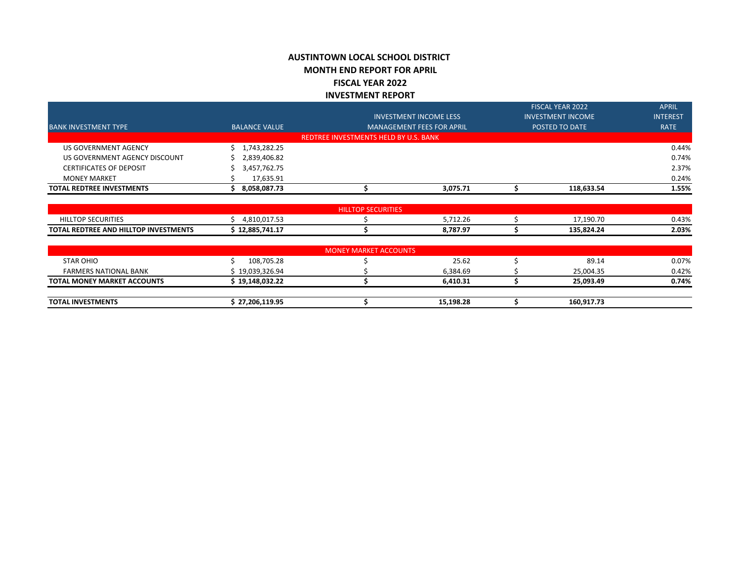# AUSTINTOWN LOCAL SCHOOL DISTRICT
## MONTH END REPORT FOR APRIL
## FISCAL YEAR 2022
## INVESTMENT REPORT

| BANK INVESTMENT TYPE | BALANCE VALUE | INVESTMENT INCOME LESS MANAGEMENT FEES FOR APRIL | FISCAL YEAR 2022 INVESTMENT INCOME POSTED TO DATE | APRIL INTEREST RATE |
|---|---|---|---|---|
| REDTREE INVESTMENTS HELD BY U.S. BANK | | | | |
| US GOVERNMENT AGENCY | $ 1,743,282.25 | | | 0.44% |
| US GOVERNMENT AGENCY DISCOUNT | $ 2,839,406.82 | | | 0.74% |
| CERTIFICATES OF DEPOSIT | $ 3,457,762.75 | | | 2.37% |
| MONEY MARKET | $ 17,635.91 | | | 0.24% |
| **TOTAL REDTREE INVESTMENTS** | **$ 8,058,087.73** | **$ 3,075.71** | **$ 118,633.54** | **1.55%** |
| HILLTOP SECURITIES | | | | |
| HILLTOP SECURITIES | $ 4,810,017.53 | $ 5,712.26 | $ 17,190.70 | 0.43% |
| **TOTAL REDTREE AND HILLTOP INVESTMENTS** | **$ 12,885,741.17** | **$ 8,787.97** | **$ 135,824.24** | **2.03%** |
| MONEY MARKET ACCOUNTS | | | | |
| STAR OHIO | $ 108,705.28 | $ 25.62 | $ 89.14 | 0.07% |
| FARMERS NATIONAL BANK | $ 19,039,326.94 | $ 6,384.69 | $ 25,004.35 | 0.42% |
| **TOTAL MONEY MARKET ACCOUNTS** | **$ 19,148,032.22** | **$ 6,410.31** | **$ 25,093.49** | **0.74%** |
| **TOTAL INVESTMENTS** | **$ 27,206,119.95** | **$ 15,198.28** | **$ 160,917.73** | |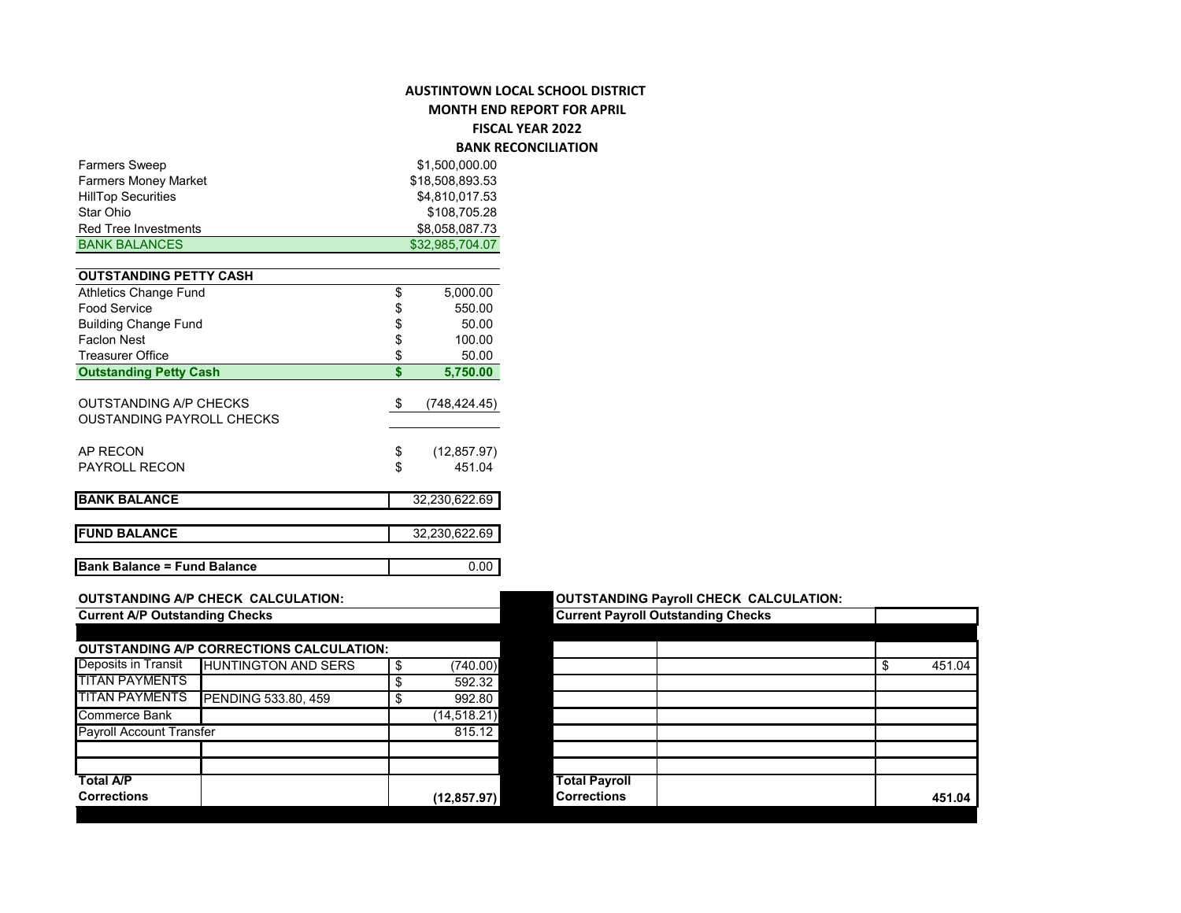# AUSTINTOWN LOCAL SCHOOL DISTRICT
## MONTH END REPORT FOR APRIL
## FISCAL YEAR 2022
## BANK RECONCILIATION

| | |
|---|---|
| Farmers Sweep | $1,500,000.00 |
| Farmers Money Market | $18,508,893.53 |
| HillTop Securities | $4,810,017.53 |
| Star Ohio | $108,705.28 |
| Red Tree Investments | $8,058,087.73 |
| BANK BALANCES | $32,985,704.07 |

| OUTSTANDING PETTY CASH | |
|---|---|
| Athletics Change Fund | $ 5,000.00 |
| Food Service | $ 550.00 |
| Building Change Fund | $ 50.00 |
| Faclon Nest | $ 100.00 |
| Treasurer Office | $ 50.00 |
| **Outstanding Petty Cash** | **$ 5,750.00** |

| | |
|---|---|
| OUTSTANDING A/P CHECKS | $ (748,424.45) |
| OUSTANDING PAYROLL CHECKS | |
| AP RECON | $ (12,857.97) |
| PAYROLL RECON | $ 451.04 |

| | |
|---|---|
| **BANK BALANCE** | 32,230,622.69 |
| **FUND BALANCE** | 32,230,622.69 |
| **Bank Balance = Fund Balance** | 0.00 |

**OUTSTANDING A/P CHECK CALCULATION:**

**Current A/P Outstanding Checks**

**OUTSTANDING A/P CORRECTIONS CALCULATION:**

| | | |
|---|---|---|
| Deposits in Transit | HUNTINGTON AND SERS | $ (740.00) |
| TITAN PAYMENTS | | $ 592.32 |
| TITAN PAYMENTS | PENDING 533.80, 459 | $ 992.80 |
| Commerce Bank | | (14,518.21) |
| Payroll Account Transfer | | 815.12 |
| | | |
| | | |
| **Total A/P Corrections** | | **(12,857.97)** |

**OUTSTANDING Payroll CHECK CALCULATION:**

**Current Payroll Outstanding Checks**

| | | |
|---|---|---|
| | | |
| | | $ 451.04 |
| | | |
| | | |
| | | |
| | | |
| | | |
| **Total Payroll Corrections** | | **451.04** |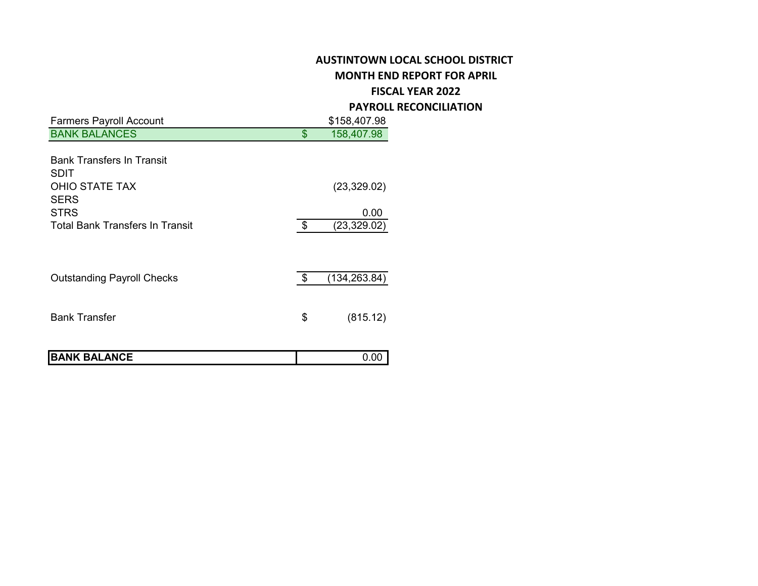# AUSTINTOWN LOCAL SCHOOL DISTRICT
## MONTH END REPORT FOR APRIL
## FISCAL YEAR 2022
## PAYROLL RECONCILIATION

| | | |
|---|---|---|
| Farmers Payroll Account | | $158,407.98 |
| BANK BALANCES | $ | 158,407.98 |
| | | |
| Bank Transfers In Transit | | |
| SDIT | | |
| OHIO STATE TAX | | (23,329.02) |
| SERS | | |
| STRS | | 0.00 |
| Total Bank Transfers In Transit | $ | (23,329.02) |
| | | |
| Outstanding Payroll Checks | $ | (134,263.84) |
| | | |
| Bank Transfer | $ | (815.12) |
| | | |
| **BANK BALANCE** | | 0.00 |